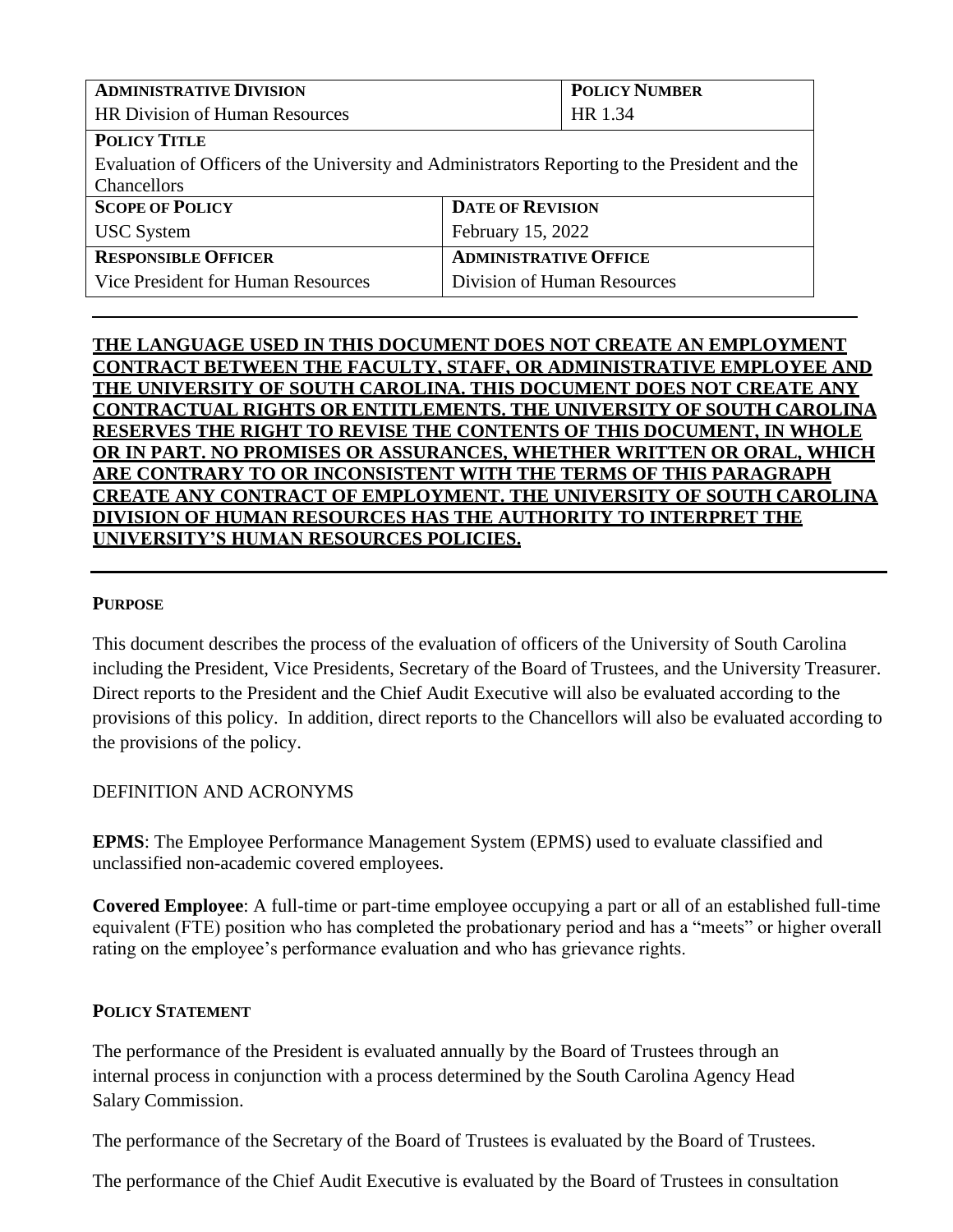| **ADMINISTRATIVE DIVISION** | | **POLICY NUMBER** |
|---|---|---|
| HR Division of Human Resources | | HR 1.34 |
| **POLICY TITLE** | | |
| Evaluation of Officers of the University and Administrators Reporting to the President and the Chancellors | | |
| **SCOPE OF POLICY** | **DATE OF REVISION** | |
| USC System | February 15, 2022 | |
| **RESPONSIBLE OFFICER** | **ADMINISTRATIVE OFFICE** | |
| Vice President for Human Resources | Division of Human Resources | |

**THE LANGUAGE USED IN THIS DOCUMENT DOES NOT CREATE AN EMPLOYMENT CONTRACT BETWEEN THE FACULTY, STAFF, OR ADMINISTRATIVE EMPLOYEE AND THE UNIVERSITY OF SOUTH CAROLINA. THIS DOCUMENT DOES NOT CREATE ANY CONTRACTUAL RIGHTS OR ENTITLEMENTS. THE UNIVERSITY OF SOUTH CAROLINA RESERVES THE RIGHT TO REVISE THE CONTENTS OF THIS DOCUMENT, IN WHOLE OR IN PART. NO PROMISES OR ASSURANCES, WHETHER WRITTEN OR ORAL, WHICH ARE CONTRARY TO OR INCONSISTENT WITH THE TERMS OF THIS PARAGRAPH CREATE ANY CONTRACT OF EMPLOYMENT. THE UNIVERSITY OF SOUTH CAROLINA DIVISION OF HUMAN RESOURCES HAS THE AUTHORITY TO INTERPRET THE UNIVERSITY'S HUMAN RESOURCES POLICIES.**

## PURPOSE

This document describes the process of the evaluation of officers of the University of South Carolina including the President, Vice Presidents, Secretary of the Board of Trustees, and the University Treasurer. Direct reports to the President and the Chief Audit Executive will also be evaluated according to the provisions of this policy. In addition, direct reports to the Chancellors will also be evaluated according to the provisions of the policy.

## DEFINITION AND ACRONYMS

**EPMS**: The Employee Performance Management System (EPMS) used to evaluate classified and unclassified non-academic covered employees.

**Covered Employee**: A full-time or part-time employee occupying a part or all of an established full-time equivalent (FTE) position who has completed the probationary period and has a "meets" or higher overall rating on the employee's performance evaluation and who has grievance rights.

## POLICY STATEMENT

The performance of the President is evaluated annually by the Board of Trustees through an internal process in conjunction with a process determined by the South Carolina Agency Head Salary Commission.

The performance of the Secretary of the Board of Trustees is evaluated by the Board of Trustees.

The performance of the Chief Audit Executive is evaluated by the Board of Trustees in consultation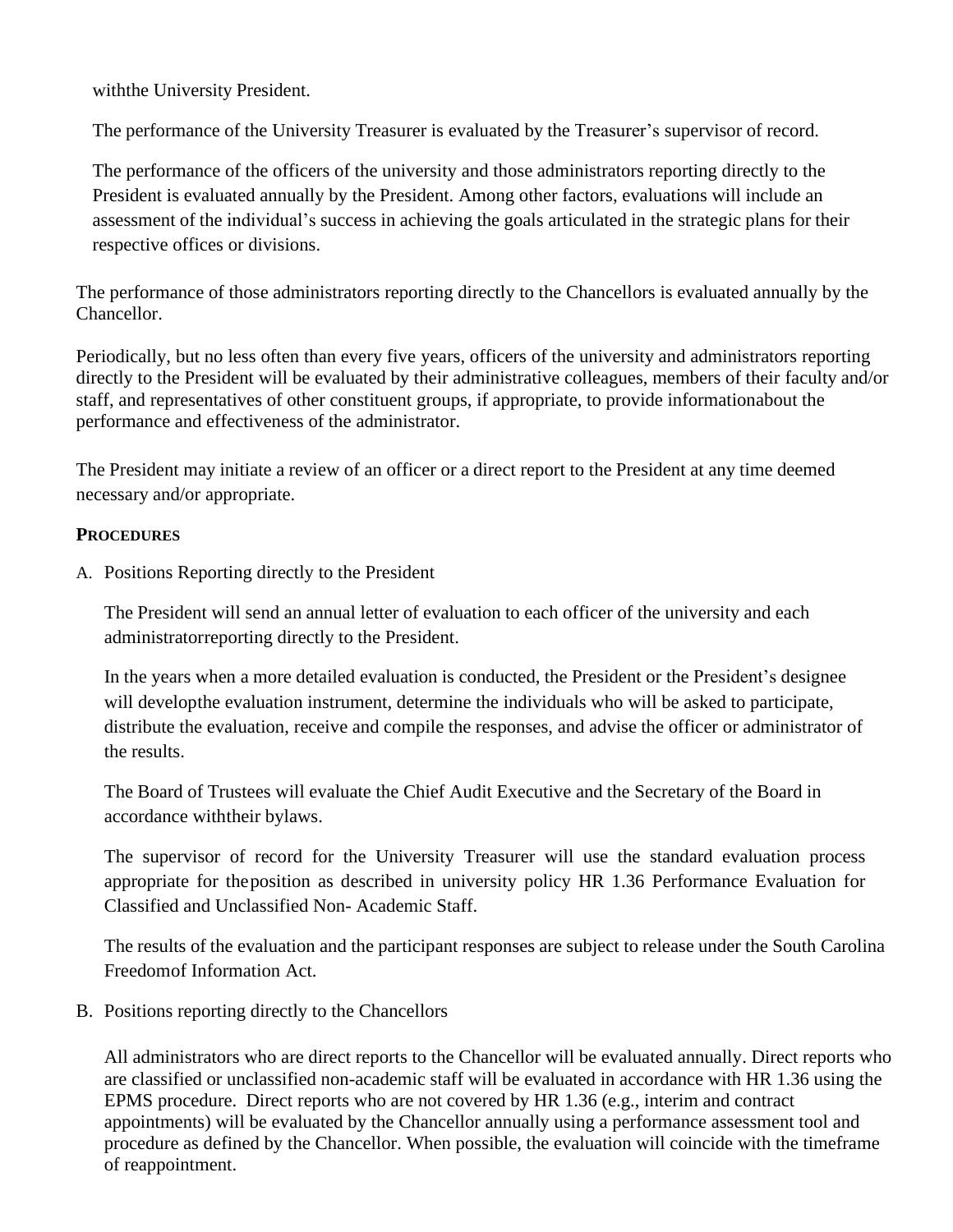withthe University President.

The performance of the University Treasurer is evaluated by the Treasurer's supervisor of record.

The performance of the officers of the university and those administrators reporting directly to the President is evaluated annually by the President. Among other factors, evaluations will include an assessment of the individual's success in achieving the goals articulated in the strategic plans for their respective offices or divisions.

The performance of those administrators reporting directly to the Chancellors is evaluated annually by the Chancellor.

Periodically, but no less often than every five years, officers of the university and administrators reporting directly to the President will be evaluated by their administrative colleagues, members of their faculty and/or staff, and representatives of other constituent groups, if appropriate, to provide informationabout the performance and effectiveness of the administrator.

The President may initiate a review of an officer or a direct report to the President at any time deemed necessary and/or appropriate.

**PROCEDURES**

A. Positions Reporting directly to the President

The President will send an annual letter of evaluation to each officer of the university and each administratorreporting directly to the President.

In the years when a more detailed evaluation is conducted, the President or the President's designee will developthe evaluation instrument, determine the individuals who will be asked to participate, distribute the evaluation, receive and compile the responses, and advise the officer or administrator of the results.

The Board of Trustees will evaluate the Chief Audit Executive and the Secretary of the Board in accordance withtheir bylaws.

The supervisor of record for the University Treasurer will use the standard evaluation process appropriate for theposition as described in university policy HR 1.36 Performance Evaluation for Classified and Unclassified Non- Academic Staff.

The results of the evaluation and the participant responses are subject to release under the South Carolina Freedomof Information Act.

B. Positions reporting directly to the Chancellors

All administrators who are direct reports to the Chancellor will be evaluated annually. Direct reports who are classified or unclassified non-academic staff will be evaluated in accordance with HR 1.36 using the EPMS procedure. Direct reports who are not covered by HR 1.36 (e.g., interim and contract appointments) will be evaluated by the Chancellor annually using a performance assessment tool and procedure as defined by the Chancellor. When possible, the evaluation will coincide with the timeframe of reappointment.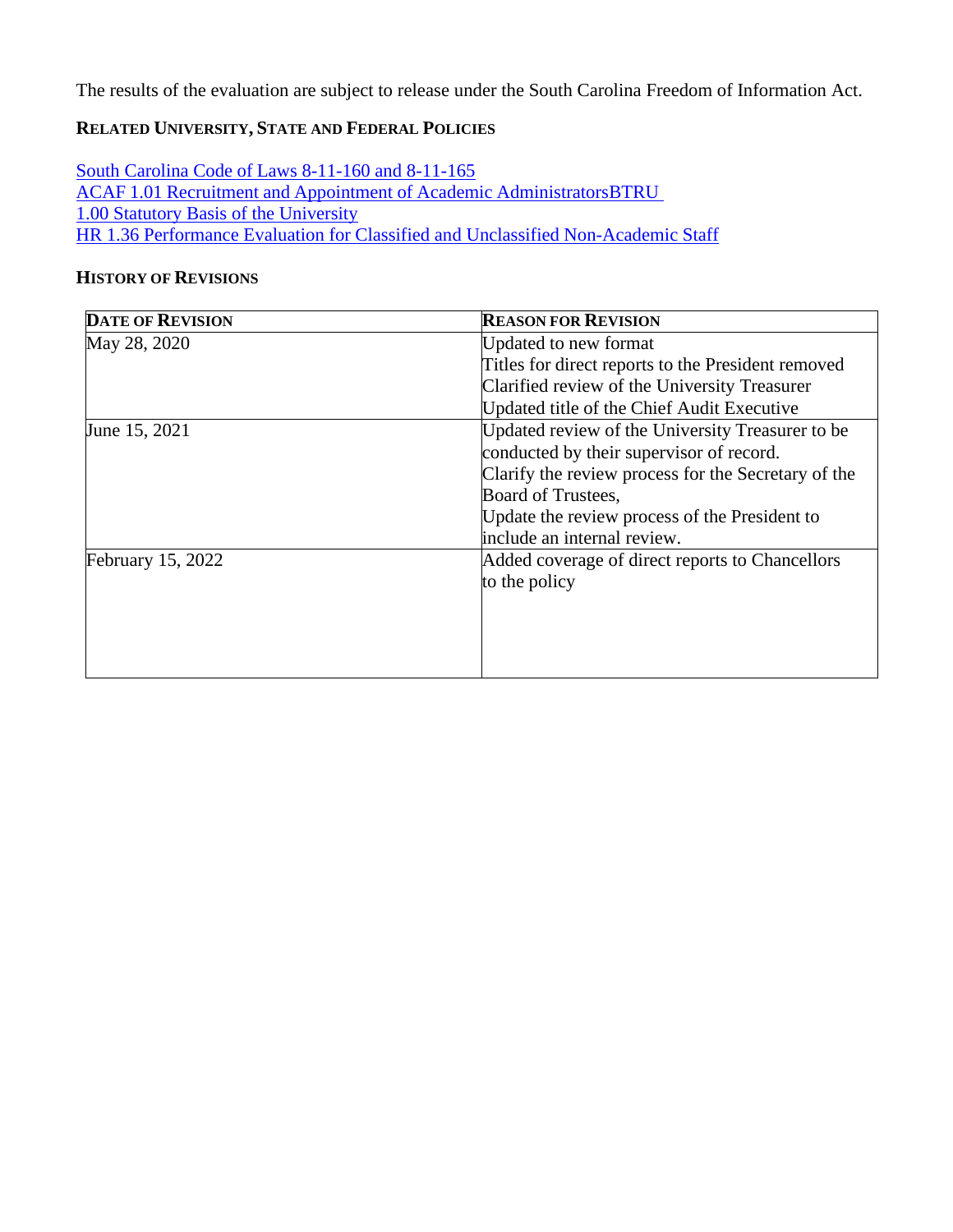The results of the evaluation are subject to release under the South Carolina Freedom of Information Act.

### RELATED UNIVERSITY, STATE AND FEDERAL POLICIES

[South Carolina Code of Laws 8-11-160 and 8-11-165](#)
[ACAF 1.01 Recruitment and Appointment of Academic AdministratorsBTRU](#)
[1.00 Statutory Basis of the University](#)
[HR 1.36 Performance Evaluation for Classified and Unclassified Non-Academic Staff](#)

### HISTORY OF REVISIONS

| DATE OF REVISION | REASON FOR REVISION |
|---|---|
| May 28, 2020 | Updated to new format<br>Titles for direct reports to the President removed<br>Clarified review of the University Treasurer<br>Updated title of the Chief Audit Executive |
| June 15, 2021 | Updated review of the University Treasurer to be conducted by their supervisor of record.<br>Clarify the review process for the Secretary of the Board of Trustees,<br>Update the review process of the President to include an internal review. |
| February 15, 2022 | Added coverage of direct reports to Chancellors to the policy |